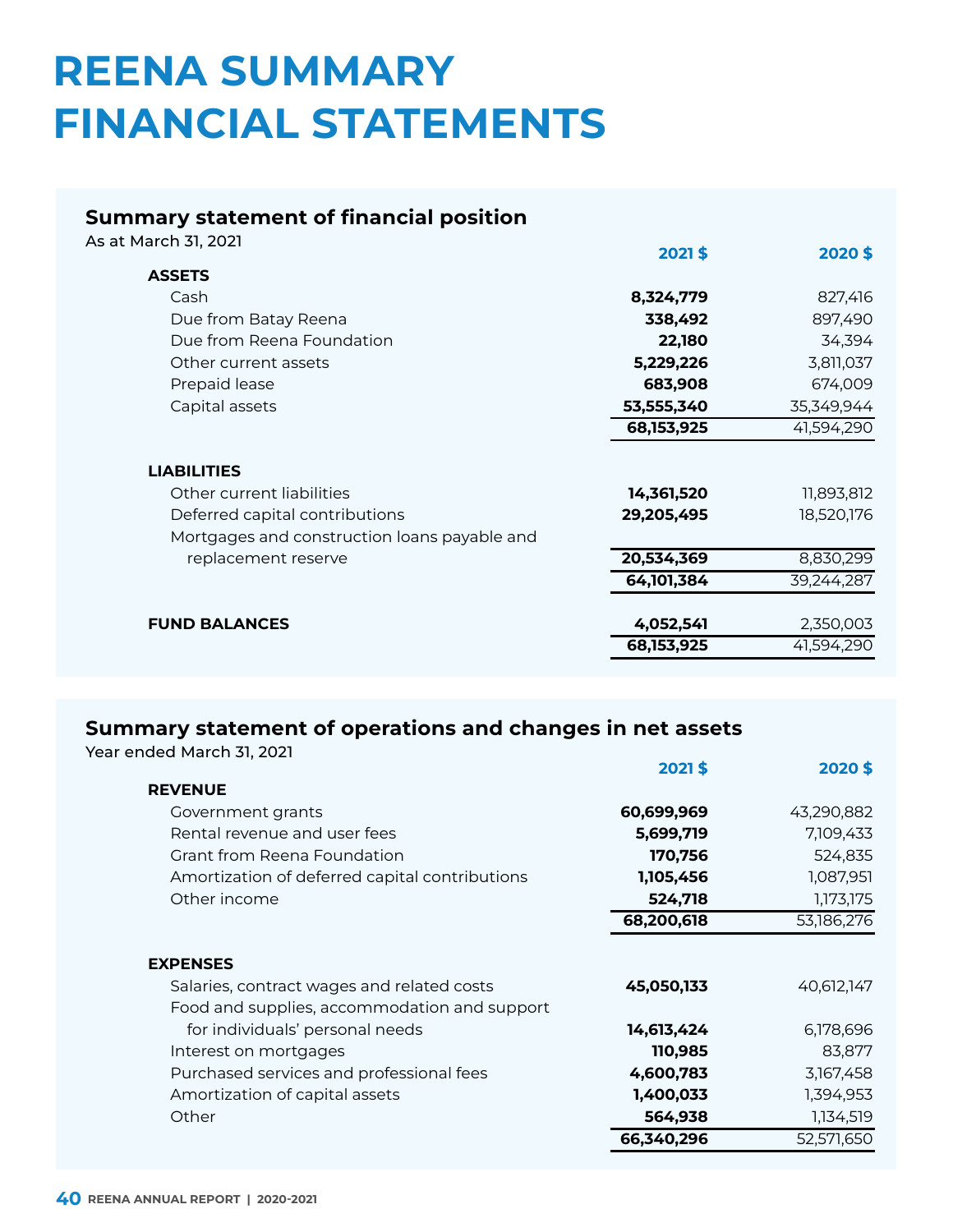# REENA SUMMARY FINANCIAL STATEMENTS

## Summary statement of financial position

As at March 31, 2021

| | 2021 $ | 2020 $ |
|---|---|---|
| **ASSETS** | | |
| Cash | **8,324,779** | 827,416 |
| Due from Batay Reena | **338,492** | 897,490 |
| Due from Reena Foundation | **22,180** | 34,394 |
| Other current assets | **5,229,226** | 3,811,037 |
| Prepaid lease | **683,908** | 674,009 |
| Capital assets | **53,555,340** | 35,349,944 |
| | **68,153,925** | 41,594,290 |
| **LIABILITIES** | | |
| Other current liabilities | **14,361,520** | 11,893,812 |
| Deferred capital contributions | **29,205,495** | 18,520,176 |
| Mortgages and construction loans payable and replacement reserve | **20,534,369** | 8,830,299 |
| | **64,101,384** | 39,244,287 |
| **FUND BALANCES** | **4,052,541** | 2,350,003 |
| | **68,153,925** | 41,594,290 |

## Summary statement of operations and changes in net assets

Year ended March 31, 2021

| | 2021 $ | 2020 $ |
|---|---|---|
| **REVENUE** | | |
| Government grants | **60,699,969** | 43,290,882 |
| Rental revenue and user fees | **5,699,719** | 7,109,433 |
| Grant from Reena Foundation | **170,756** | 524,835 |
| Amortization of deferred capital contributions | **1,105,456** | 1,087,951 |
| Other income | **524,718** | 1,173,175 |
| | **68,200,618** | 53,186,276 |
| **EXPENSES** | | |
| Salaries, contract wages and related costs | **45,050,133** | 40,612,147 |
| Food and supplies, accommodation and support for individuals' personal needs | **14,613,424** | 6,178,696 |
| Interest on mortgages | **110,985** | 83,877 |
| Purchased services and professional fees | **4,600,783** | 3,167,458 |
| Amortization of capital assets | **1,400,033** | 1,394,953 |
| Other | **564,938** | 1,134,519 |
| | **66,340,296** | 52,571,650 |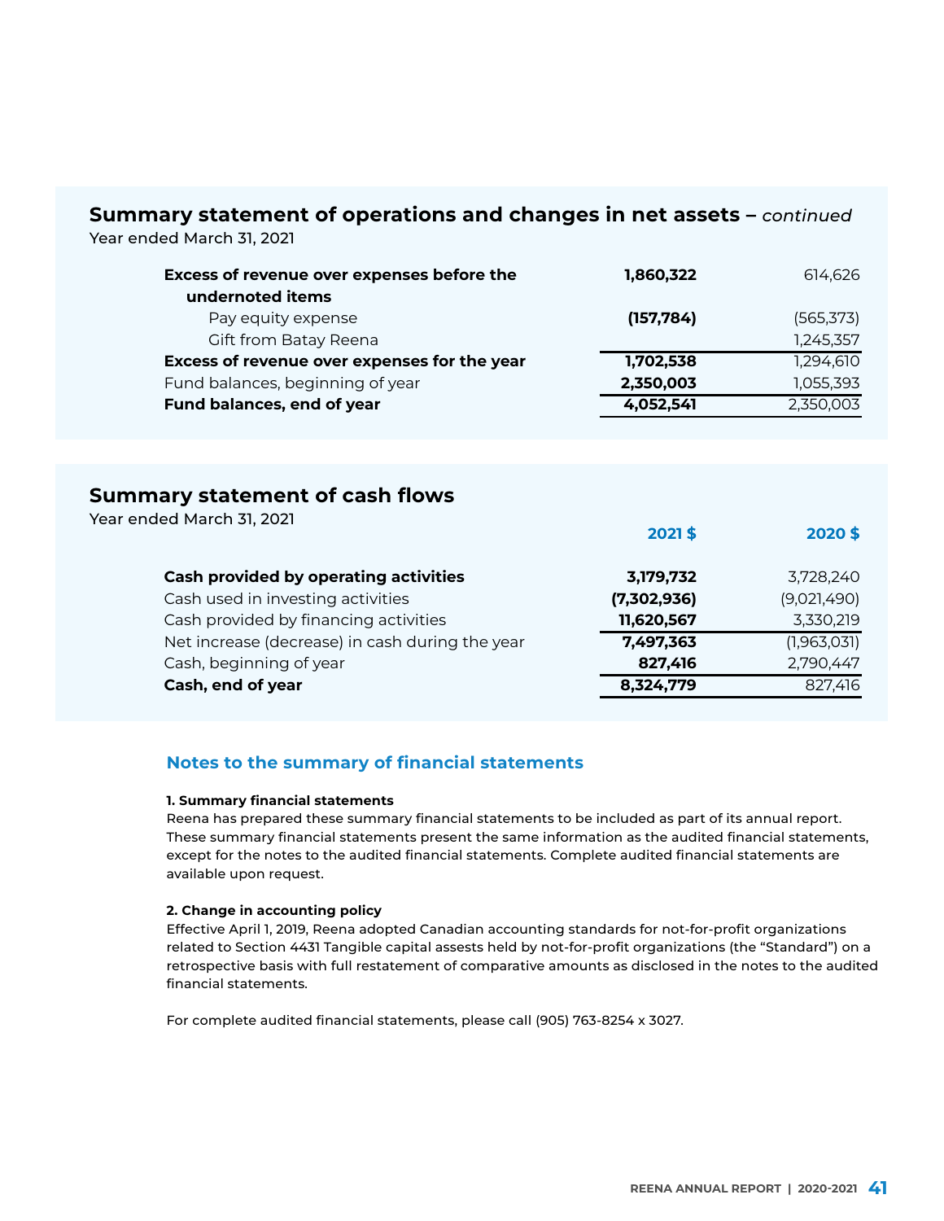## Summary statement of operations and changes in net assets – *continued*

Year ended March 31, 2021

| | | |
|---|---|---|
| **Excess of revenue over expenses before the undernoted items** | **1,860,322** | 614,626 |
| Pay equity expense | **(157,784)** | (565,373) |
| Gift from Batay Reena | | 1,245,357 |
| **Excess of revenue over expenses for the year** | **1,702,538** | 1,294,610 |
| Fund balances, beginning of year | **2,350,003** | 1,055,393 |
| **Fund balances, end of year** | **4,052,541** | 2,350,003 |

## Summary statement of cash flows

Year ended March 31, 2021

| | 2021 $ | 2020 $ |
|---|---|---|
| **Cash provided by operating activities** | **3,179,732** | 3,728,240 |
| Cash used in investing activities | **(7,302,936)** | (9,021,490) |
| Cash provided by financing activities | **11,620,567** | 3,330,219 |
| Net increase (decrease) in cash during the year | **7,497,363** | (1,963,031) |
| Cash, beginning of year | **827,416** | 2,790,447 |
| **Cash, end of year** | **8,324,779** | 827,416 |

### Notes to the summary of financial statements

**1. Summary financial statements**

Reena has prepared these summary financial statements to be included as part of its annual report. These summary financial statements present the same information as the audited financial statements, except for the notes to the audited financial statements. Complete audited financial statements are available upon request.

**2. Change in accounting policy**

Effective April 1, 2019, Reena adopted Canadian accounting standards for not-for-profit organizations related to Section 4431 Tangible capital assests held by not-for-profit organizations (the "Standard") on a retrospective basis with full restatement of comparative amounts as disclosed in the notes to the audited financial statements.

For complete audited financial statements, please call (905) 763-8254 x 3027.